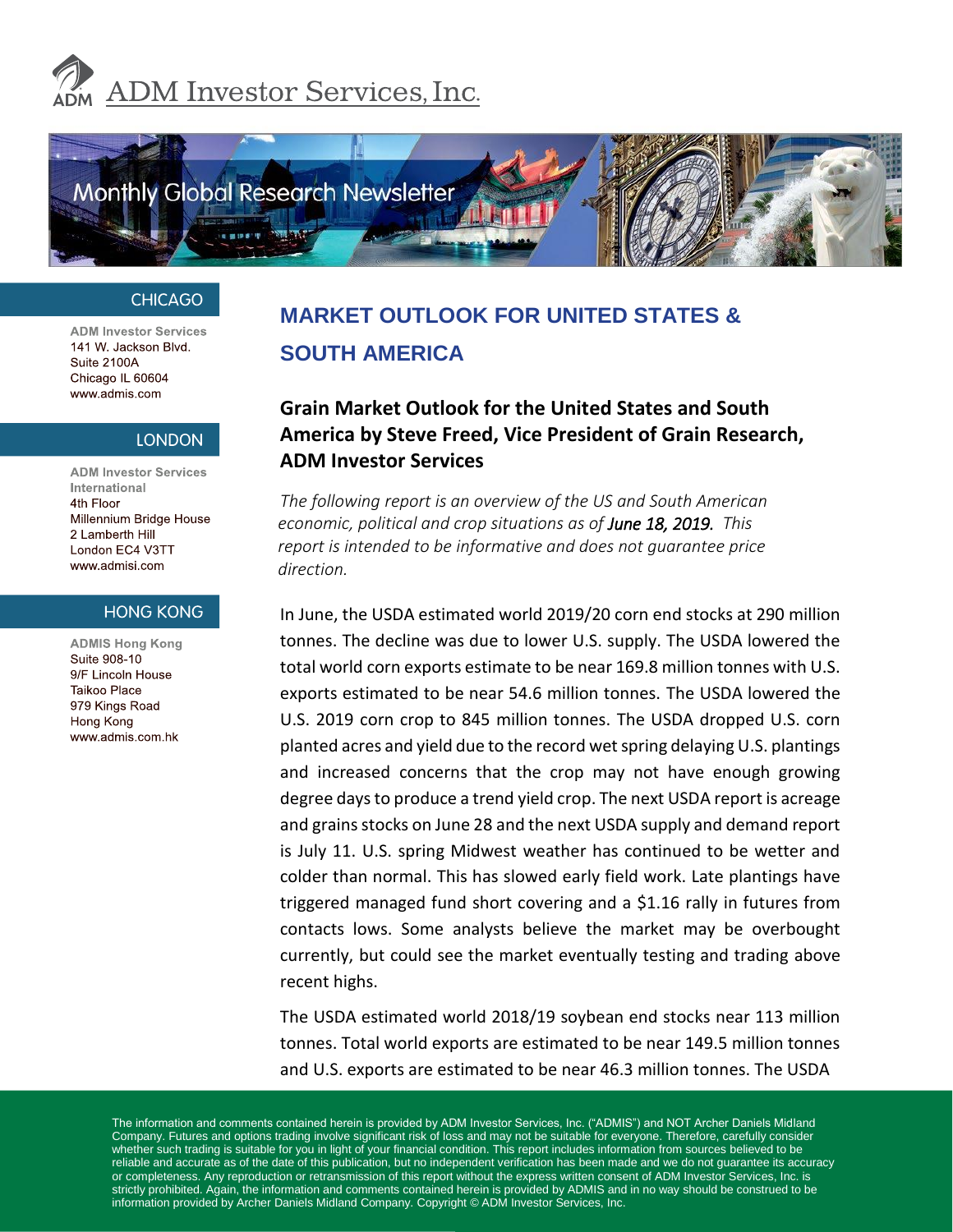ADM Investor Services, Inc.

Monthly Global Research Newsletter

**CHICAGO**

ADM Investor Services
141 W. Jackson Blvd.
Suite 2100A
Chicago IL 60604
www.admis.com

**LONDON**

ADM Investor Services International
4th Floor
Millennium Bridge House
2 Lamberth Hill
London EC4 V3TT
www.admisi.com

**HONG KONG**

ADMIS Hong Kong
Suite 908-10
9/F Lincoln House
Taikoo Place
979 Kings Road
Hong Kong
www.admis.com.hk

# MARKET OUTLOOK FOR UNITED STATES & SOUTH AMERICA

## Grain Market Outlook for the United States and South America by Steve Freed, Vice President of Grain Research, ADM Investor Services

*The following report is an overview of the US and South American economic, political and crop situations as of June 18, 2019. This report is intended to be informative and does not guarantee price direction.*

In June, the USDA estimated world 2019/20 corn end stocks at 290 million tonnes. The decline was due to lower U.S. supply. The USDA lowered the total world corn exports estimate to be near 169.8 million tonnes with U.S. exports estimated to be near 54.6 million tonnes. The USDA lowered the U.S. 2019 corn crop to 845 million tonnes. The USDA dropped U.S. corn planted acres and yield due to the record wet spring delaying U.S. plantings and increased concerns that the crop may not have enough growing degree days to produce a trend yield crop. The next USDA report is acreage and grains stocks on June 28 and the next USDA supply and demand report is July 11. U.S. spring Midwest weather has continued to be wetter and colder than normal. This has slowed early field work. Late plantings have triggered managed fund short covering and a $1.16 rally in futures from contacts lows. Some analysts believe the market may be overbought currently, but could see the market eventually testing and trading above recent highs.

The USDA estimated world 2018/19 soybean end stocks near 113 million tonnes. Total world exports are estimated to be near 149.5 million tonnes and U.S. exports are estimated to be near 46.3 million tonnes. The USDA

The information and comments contained herein is provided by ADM Investor Services, Inc. ("ADMIS") and NOT Archer Daniels Midland Company. Futures and options trading involve significant risk of loss and may not be suitable for everyone. Therefore, carefully consider whether such trading is suitable for you in light of your financial condition. This report includes information from sources believed to be reliable and accurate as of the date of this publication, but no independent verification has been made and we do not guarantee its accuracy or completeness. Any reproduction or retransmission of this report without the express written consent of ADM Investor Services, Inc. is strictly prohibited. Again, the information and comments contained herein is provided by ADMIS and in no way should be construed to be information provided by Archer Daniels Midland Company. Copyright © ADM Investor Services, Inc.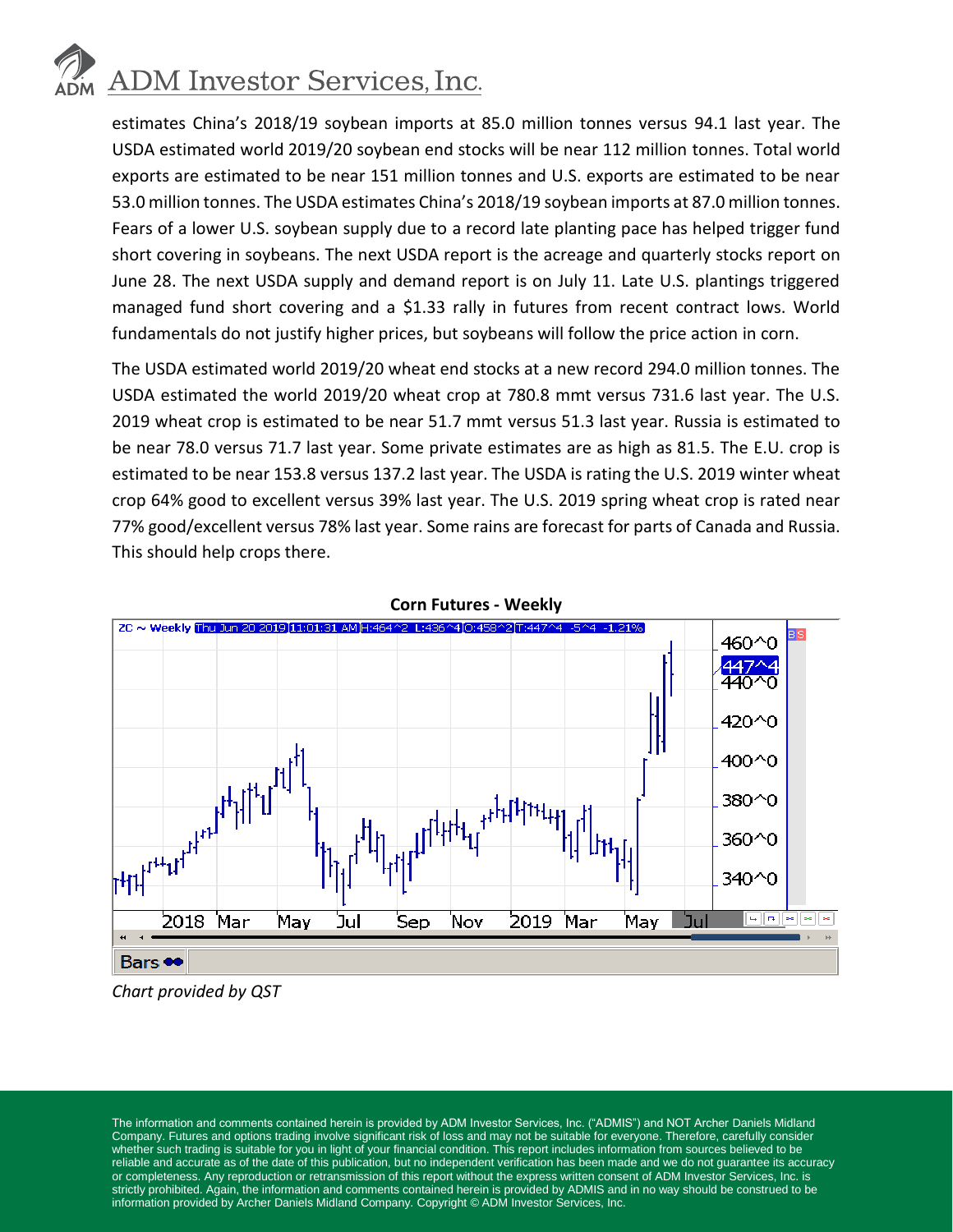estimates China's 2018/19 soybean imports at 85.0 million tonnes versus 94.1 last year. The USDA estimated world 2019/20 soybean end stocks will be near 112 million tonnes. Total world exports are estimated to be near 151 million tonnes and U.S. exports are estimated to be near 53.0 million tonnes. The USDA estimates China's 2018/19 soybean imports at 87.0 million tonnes. Fears of a lower U.S. soybean supply due to a record late planting pace has helped trigger fund short covering in soybeans. The next USDA report is the acreage and quarterly stocks report on June 28. The next USDA supply and demand report is on July 11. Late U.S. plantings triggered managed fund short covering and a $1.33 rally in futures from recent contract lows. World fundamentals do not justify higher prices, but soybeans will follow the price action in corn.

The USDA estimated world 2019/20 wheat end stocks at a new record 294.0 million tonnes. The USDA estimated the world 2019/20 wheat crop at 780.8 mmt versus 731.6 last year. The U.S. 2019 wheat crop is estimated to be near 51.7 mmt versus 51.3 last year. Russia is estimated to be near 78.0 versus 71.7 last year. Some private estimates are as high as 81.5. The E.U. crop is estimated to be near 153.8 versus 137.2 last year. The USDA is rating the U.S. 2019 winter wheat crop 64% good to excellent versus 39% last year. The U.S. 2019 spring wheat crop is rated near 77% good/excellent versus 78% last year. Some rains are forecast for parts of Canada and Russia. This should help crops there.

**Corn Futures - Weekly**

*Chart provided by QST*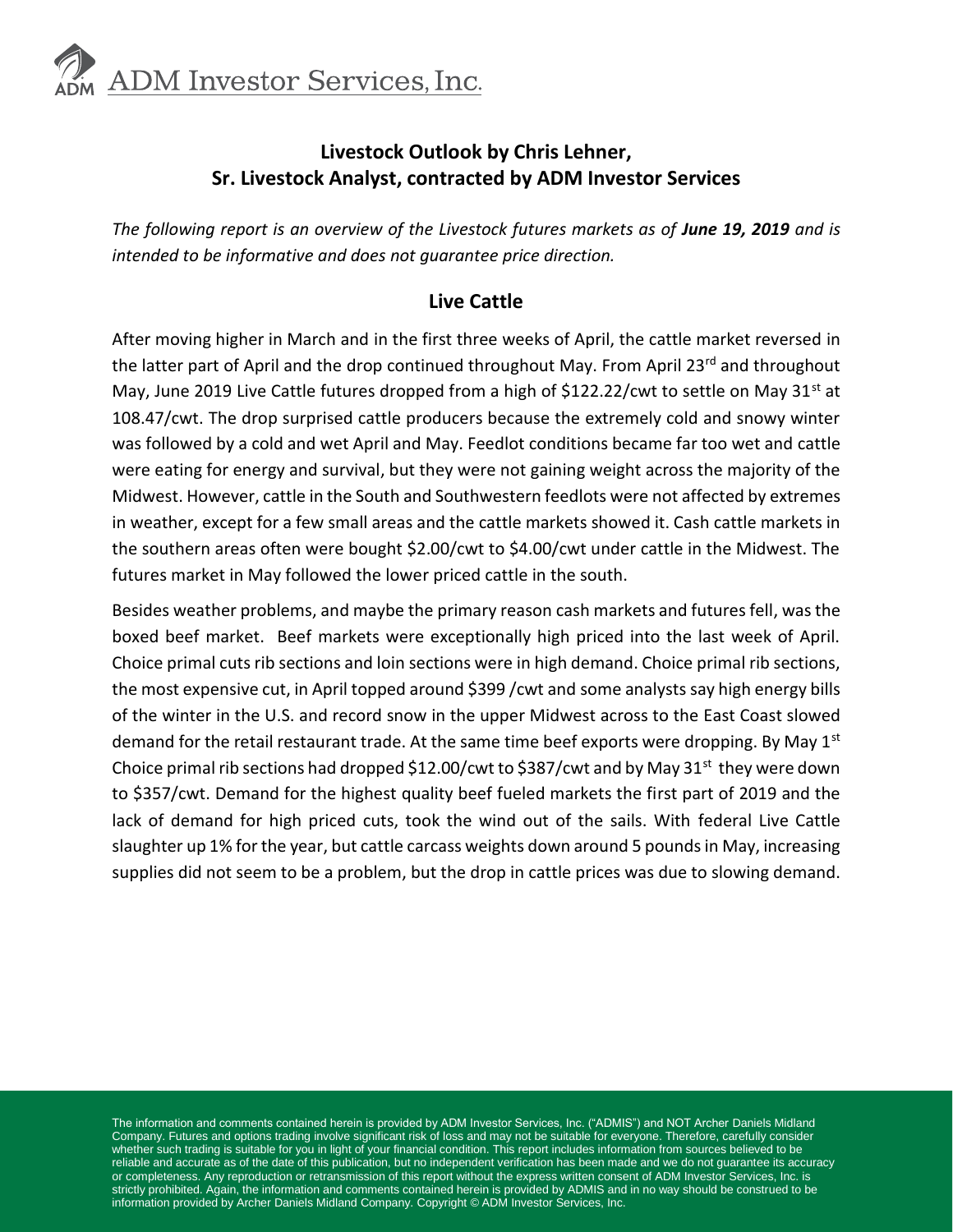# Livestock Outlook by Chris Lehner, Sr. Livestock Analyst, contracted by ADM Investor Services

*The following report is an overview of the Livestock futures markets as of* ***June 19, 2019*** *and is intended to be informative and does not guarantee price direction.*

## Live Cattle

After moving higher in March and in the first three weeks of April, the cattle market reversed in the latter part of April and the drop continued throughout May. From April 23rd and throughout May, June 2019 Live Cattle futures dropped from a high of $122.22/cwt to settle on May 31st at 108.47/cwt. The drop surprised cattle producers because the extremely cold and snowy winter was followed by a cold and wet April and May. Feedlot conditions became far too wet and cattle were eating for energy and survival, but they were not gaining weight across the majority of the Midwest. However, cattle in the South and Southwestern feedlots were not affected by extremes in weather, except for a few small areas and the cattle markets showed it. Cash cattle markets in the southern areas often were bought $2.00/cwt to $4.00/cwt under cattle in the Midwest. The futures market in May followed the lower priced cattle in the south.

Besides weather problems, and maybe the primary reason cash markets and futures fell, was the boxed beef market. Beef markets were exceptionally high priced into the last week of April. Choice primal cuts rib sections and loin sections were in high demand. Choice primal rib sections, the most expensive cut, in April topped around $399 /cwt and some analysts say high energy bills of the winter in the U.S. and record snow in the upper Midwest across to the East Coast slowed demand for the retail restaurant trade. At the same time beef exports were dropping. By May 1st Choice primal rib sections had dropped $12.00/cwt to $387/cwt and by May 31st they were down to $357/cwt. Demand for the highest quality beef fueled markets the first part of 2019 and the lack of demand for high priced cuts, took the wind out of the sails. With federal Live Cattle slaughter up 1% for the year, but cattle carcass weights down around 5 pounds in May, increasing supplies did not seem to be a problem, but the drop in cattle prices was due to slowing demand.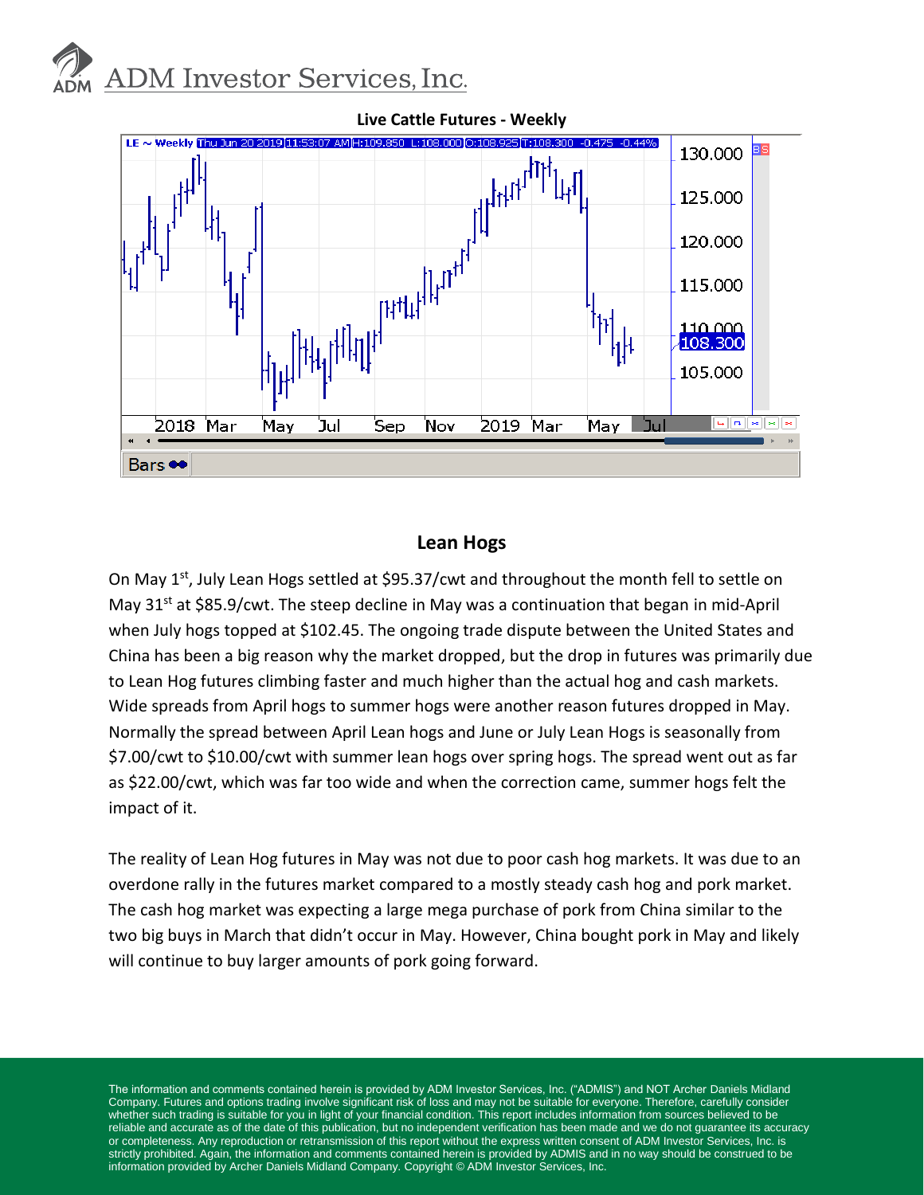**Live Cattle Futures - Weekly**

## Lean Hogs

On May 1st, July Lean Hogs settled at $95.37/cwt and throughout the month fell to settle on May 31st at $85.9/cwt. The steep decline in May was a continuation that began in mid-April when July hogs topped at $102.45. The ongoing trade dispute between the United States and China has been a big reason why the market dropped, but the drop in futures was primarily due to Lean Hog futures climbing faster and much higher than the actual hog and cash markets. Wide spreads from April hogs to summer hogs were another reason futures dropped in May. Normally the spread between April Lean hogs and June or July Lean Hogs is seasonally from $7.00/cwt to $10.00/cwt with summer lean hogs over spring hogs. The spread went out as far as $22.00/cwt, which was far too wide and when the correction came, summer hogs felt the impact of it.

The reality of Lean Hog futures in May was not due to poor cash hog markets. It was due to an overdone rally in the futures market compared to a mostly steady cash hog and pork market. The cash hog market was expecting a large mega purchase of pork from China similar to the two big buys in March that didn't occur in May. However, China bought pork in May and likely will continue to buy larger amounts of pork going forward.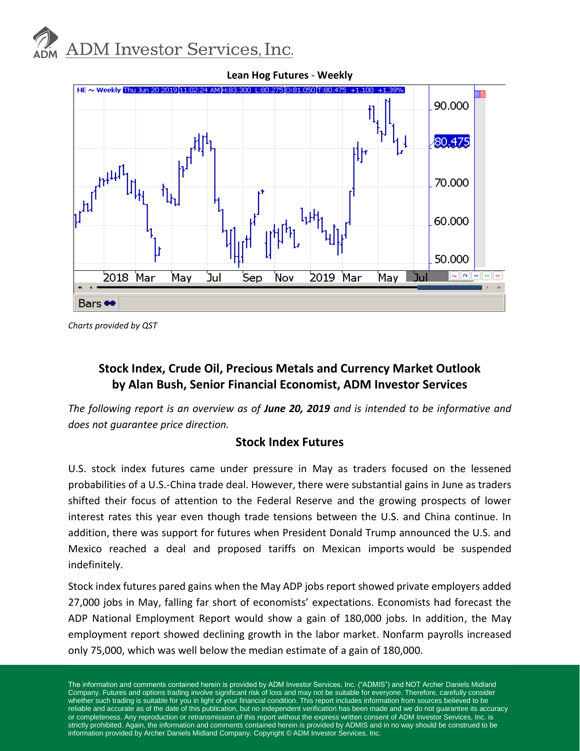**Lean Hog Futures - Weekly**

*Charts provided by QST*

## Stock Index, Crude Oil, Precious Metals and Currency Market Outlook by Alan Bush, Senior Financial Economist, ADM Investor Services

*The following report is an overview as of **June 20, 2019** and is intended to be informative and does not guarantee price direction.*

### Stock Index Futures

U.S. stock index futures came under pressure in May as traders focused on the lessened probabilities of a U.S.-China trade deal. However, there were substantial gains in June as traders shifted their focus of attention to the Federal Reserve and the growing prospects of lower interest rates this year even though trade tensions between the U.S. and China continue. In addition, there was support for futures when President Donald Trump announced the U.S. and Mexico reached a deal and proposed tariffs on Mexican imports would be suspended indefinitely.

Stock index futures pared gains when the May ADP jobs report showed private employers added 27,000 jobs in May, falling far short of economists' expectations. Economists had forecast the ADP National Employment Report would show a gain of 180,000 jobs. In addition, the May employment report showed declining growth in the labor market. Nonfarm payrolls increased only 75,000, which was well below the median estimate of a gain of 180,000.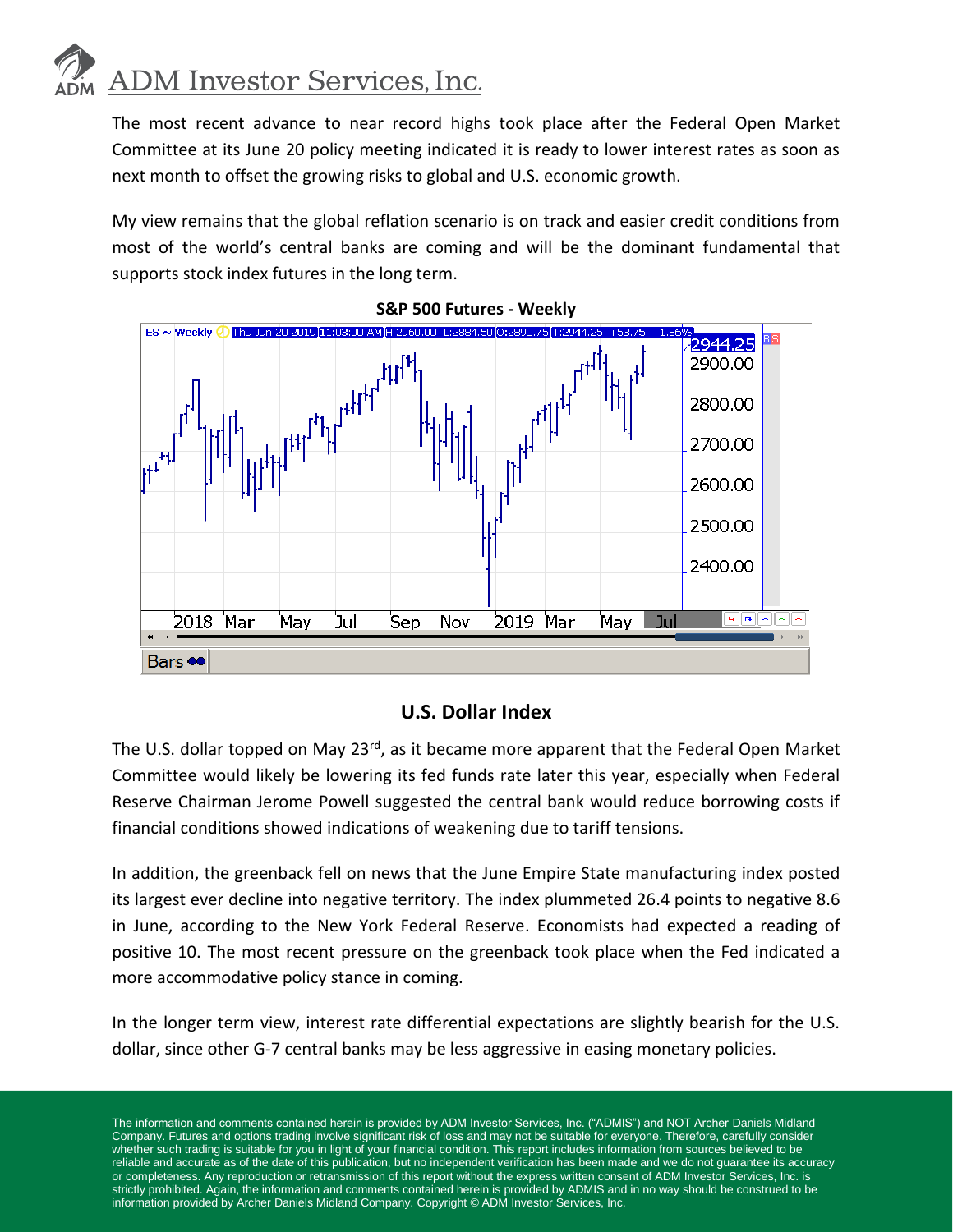The most recent advance to near record highs took place after the Federal Open Market Committee at its June 20 policy meeting indicated it is ready to lower interest rates as soon as next month to offset the growing risks to global and U.S. economic growth.

My view remains that the global reflation scenario is on track and easier credit conditions from most of the world's central banks are coming and will be the dominant fundamental that supports stock index futures in the long term.

**S&P 500 Futures - Weekly**

## U.S. Dollar Index

The U.S. dollar topped on May 23rd, as it became more apparent that the Federal Open Market Committee would likely be lowering its fed funds rate later this year, especially when Federal Reserve Chairman Jerome Powell suggested the central bank would reduce borrowing costs if financial conditions showed indications of weakening due to tariff tensions.

In addition, the greenback fell on news that the June Empire State manufacturing index posted its largest ever decline into negative territory. The index plummeted 26.4 points to negative 8.6 in June, according to the New York Federal Reserve. Economists had expected a reading of positive 10. The most recent pressure on the greenback took place when the Fed indicated a more accommodative policy stance in coming.

In the longer term view, interest rate differential expectations are slightly bearish for the U.S. dollar, since other G-7 central banks may be less aggressive in easing monetary policies.

The information and comments contained herein is provided by ADM Investor Services, Inc. ("ADMIS") and NOT Archer Daniels Midland Company. Futures and options trading involve significant risk of loss and may not be suitable for everyone. Therefore, carefully consider whether such trading is suitable for you in light of your financial condition. This report includes information from sources believed to be reliable and accurate as of the date of this publication, but no independent verification has been made and we do not guarantee its accuracy or completeness. Any reproduction or retransmission of this report without the express written consent of ADM Investor Services, Inc. is strictly prohibited. Again, the information and comments contained herein is provided by ADMIS and in no way should be construed to be information provided by Archer Daniels Midland Company. Copyright © ADM Investor Services, Inc.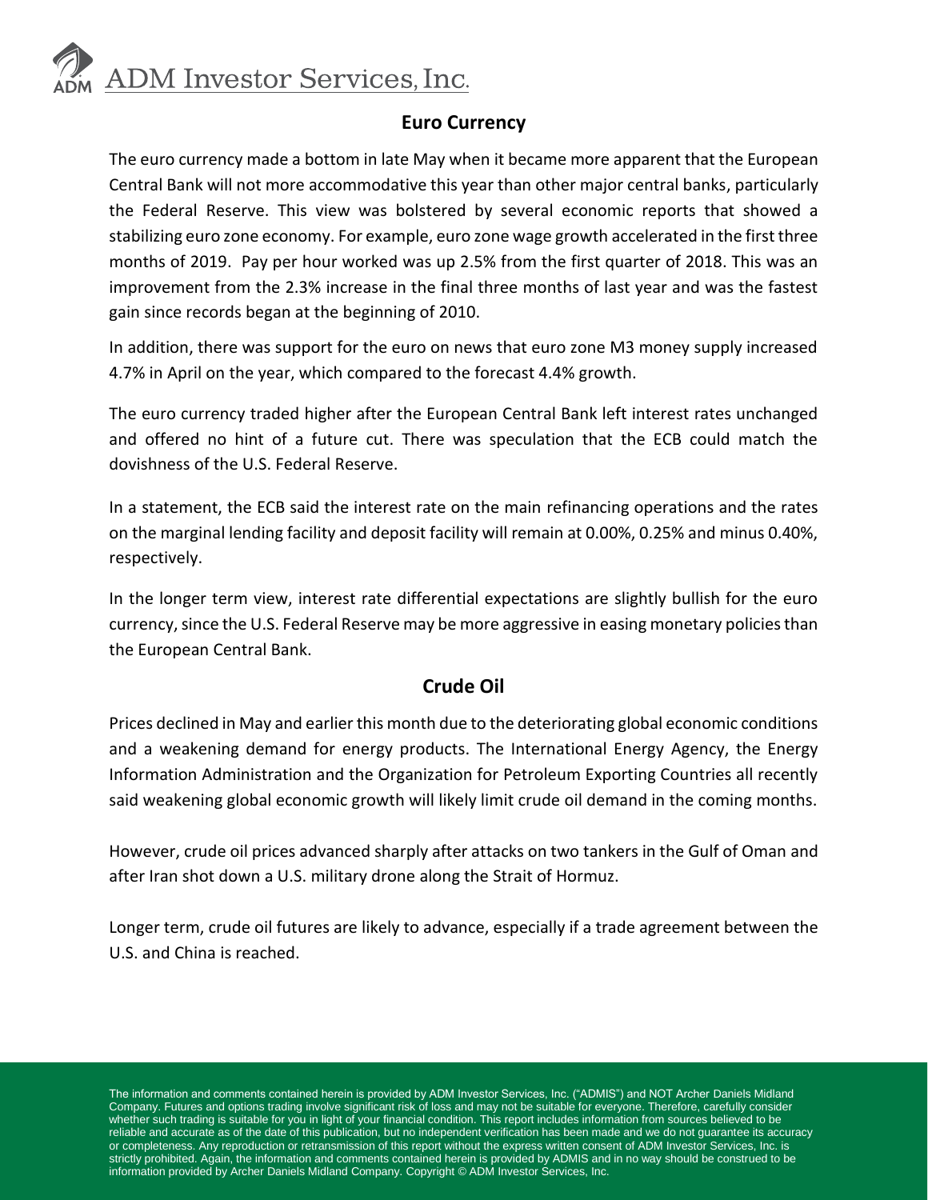## Euro Currency

The euro currency made a bottom in late May when it became more apparent that the European Central Bank will not more accommodative this year than other major central banks, particularly the Federal Reserve. This view was bolstered by several economic reports that showed a stabilizing euro zone economy. For example, euro zone wage growth accelerated in the first three months of 2019. Pay per hour worked was up 2.5% from the first quarter of 2018. This was an improvement from the 2.3% increase in the final three months of last year and was the fastest gain since records began at the beginning of 2010.

In addition, there was support for the euro on news that euro zone M3 money supply increased 4.7% in April on the year, which compared to the forecast 4.4% growth.

The euro currency traded higher after the European Central Bank left interest rates unchanged and offered no hint of a future cut. There was speculation that the ECB could match the dovishness of the U.S. Federal Reserve.

In a statement, the ECB said the interest rate on the main refinancing operations and the rates on the marginal lending facility and deposit facility will remain at 0.00%, 0.25% and minus 0.40%, respectively.

In the longer term view, interest rate differential expectations are slightly bullish for the euro currency, since the U.S. Federal Reserve may be more aggressive in easing monetary policies than the European Central Bank.

## Crude Oil

Prices declined in May and earlier this month due to the deteriorating global economic conditions and a weakening demand for energy products. The International Energy Agency, the Energy Information Administration and the Organization for Petroleum Exporting Countries all recently said weakening global economic growth will likely limit crude oil demand in the coming months.

However, crude oil prices advanced sharply after attacks on two tankers in the Gulf of Oman and after Iran shot down a U.S. military drone along the Strait of Hormuz.

Longer term, crude oil futures are likely to advance, especially if a trade agreement between the U.S. and China is reached.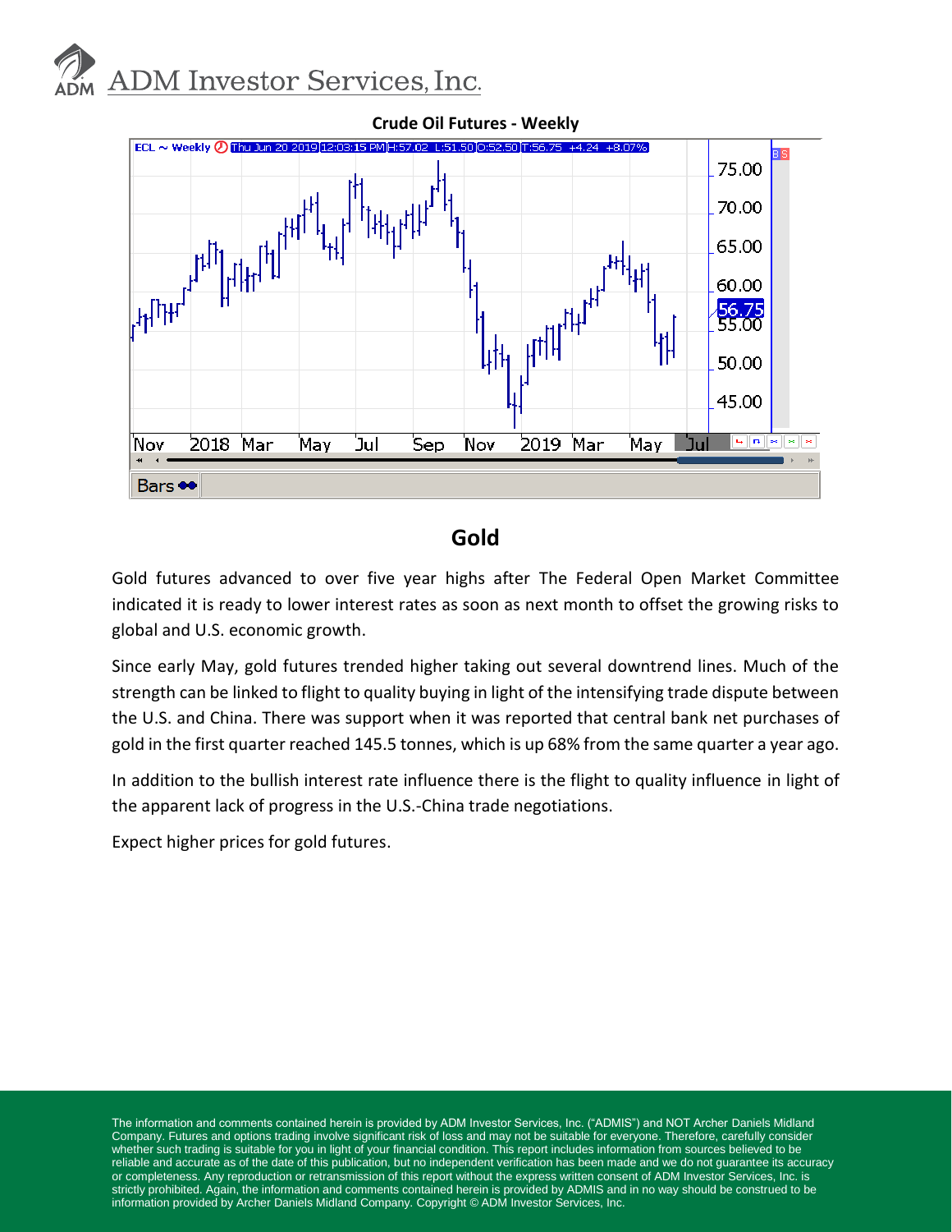**Crude Oil Futures - Weekly**

## Gold

Gold futures advanced to over five year highs after The Federal Open Market Committee indicated it is ready to lower interest rates as soon as next month to offset the growing risks to global and U.S. economic growth.

Since early May, gold futures trended higher taking out several downtrend lines. Much of the strength can be linked to flight to quality buying in light of the intensifying trade dispute between the U.S. and China. There was support when it was reported that central bank net purchases of gold in the first quarter reached 145.5 tonnes, which is up 68% from the same quarter a year ago.

In addition to the bullish interest rate influence there is the flight to quality influence in light of the apparent lack of progress in the U.S.-China trade negotiations.

Expect higher prices for gold futures.

The information and comments contained herein is provided by ADM Investor Services, Inc. ("ADMIS") and NOT Archer Daniels Midland Company. Futures and options trading involve significant risk of loss and may not be suitable for everyone. Therefore, carefully consider whether such trading is suitable for you in light of your financial condition. This report includes information from sources believed to be reliable and accurate as of the date of this publication, but no independent verification has been made and we do not guarantee its accuracy or completeness. Any reproduction or retransmission of this report without the express written consent of ADM Investor Services, Inc. is strictly prohibited. Again, the information and comments contained herein is provided by ADMIS and in no way should be construed to be information provided by Archer Daniels Midland Company. Copyright © ADM Investor Services, Inc.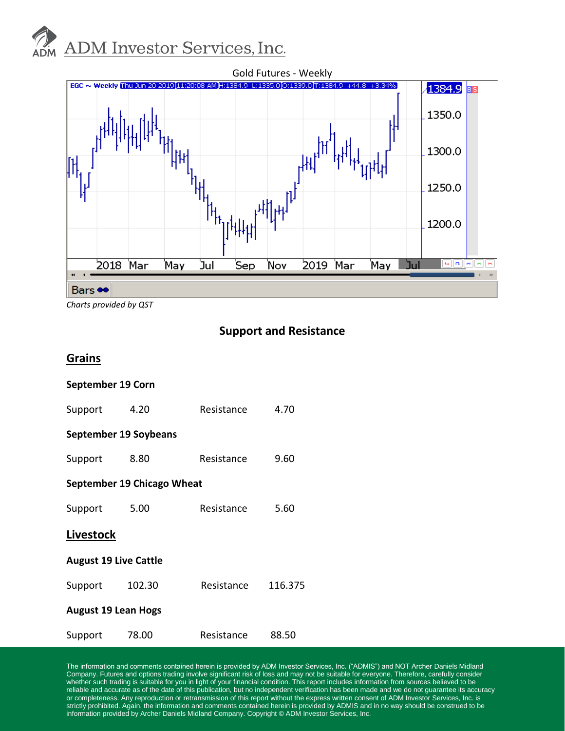Gold Futures - Weekly

*Charts provided by QST*

## Support and Resistance

### Grains

**September 19 Corn**

| Support | 4.20 | Resistance | 4.70 |
|---|---|---|---|

**September 19 Soybeans**

| Support | 8.80 | Resistance | 9.60 |
|---|---|---|---|

**September 19 Chicago Wheat**

| Support | 5.00 | Resistance | 5.60 |
|---|---|---|---|

### Livestock

**August 19 Live Cattle**

| Support | 102.30 | Resistance | 116.375 |
|---|---|---|---|

**August 19 Lean Hogs**

| Support | 78.00 | Resistance | 88.50 |
|---|---|---|---|

The information and comments contained herein is provided by ADM Investor Services, Inc. ("ADMIS") and NOT Archer Daniels Midland Company. Futures and options trading involve significant risk of loss and may not be suitable for everyone. Therefore, carefully consider whether such trading is suitable for you in light of your financial condition. This report includes information from sources believed to be reliable and accurate as of the date of this publication, but no independent verification has been made and we do not guarantee its accuracy or completeness. Any reproduction or retransmission of this report without the express written consent of ADM Investor Services, Inc. is strictly prohibited. Again, the information and comments contained herein is provided by ADMIS and in no way should be construed to be information provided by Archer Daniels Midland Company. Copyright © ADM Investor Services, Inc.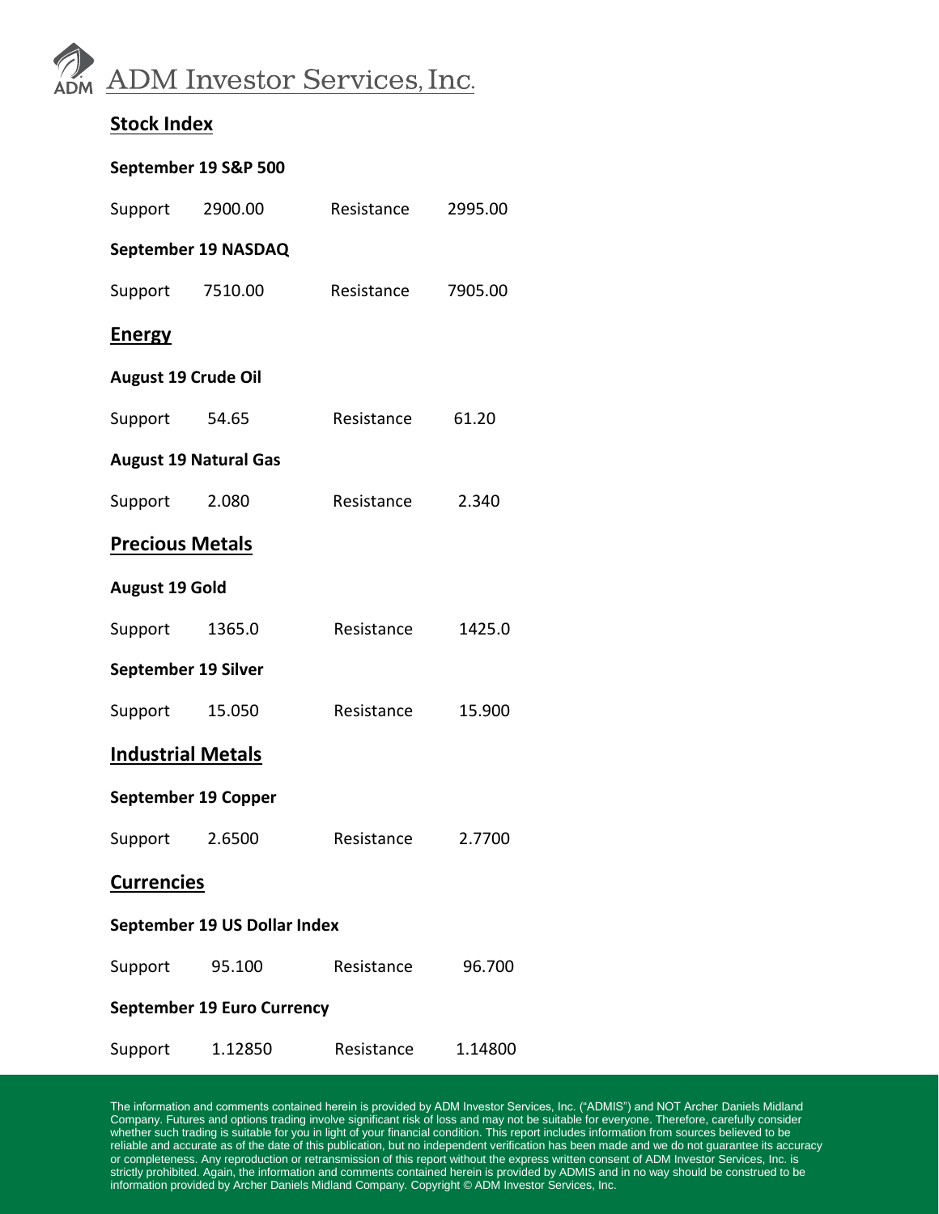## Stock Index

**September 19 S&P 500**

Support 2900.00 Resistance 2995.00

**September 19 NASDAQ**

Support 7510.00 Resistance 7905.00

## Energy

**August 19 Crude Oil**

Support 54.65 Resistance 61.20

**August 19 Natural Gas**

Support 2.080 Resistance 2.340

## Precious Metals

**August 19 Gold**

Support 1365.0 Resistance 1425.0

**September 19 Silver**

Support 15.050 Resistance 15.900

## Industrial Metals

**September 19 Copper**

Support 2.6500 Resistance 2.7700

## Currencies

**September 19 US Dollar Index**

Support 95.100 Resistance 96.700

**September 19 Euro Currency**

Support 1.12850 Resistance 1.14800

The information and comments contained herein is provided by ADM Investor Services, Inc. ("ADMIS") and NOT Archer Daniels Midland Company. Futures and options trading involve significant risk of loss and may not be suitable for everyone. Therefore, carefully consider whether such trading is suitable for you in light of your financial condition. This report includes information from sources believed to be reliable and accurate as of the date of this publication, but no independent verification has been made and we do not guarantee its accuracy or completeness. Any reproduction or retransmission of this report without the express written consent of ADM Investor Services, Inc. is strictly prohibited. Again, the information and comments contained herein is provided by ADMIS and in no way should be construed to be information provided by Archer Daniels Midland Company. Copyright © ADM Investor Services, Inc.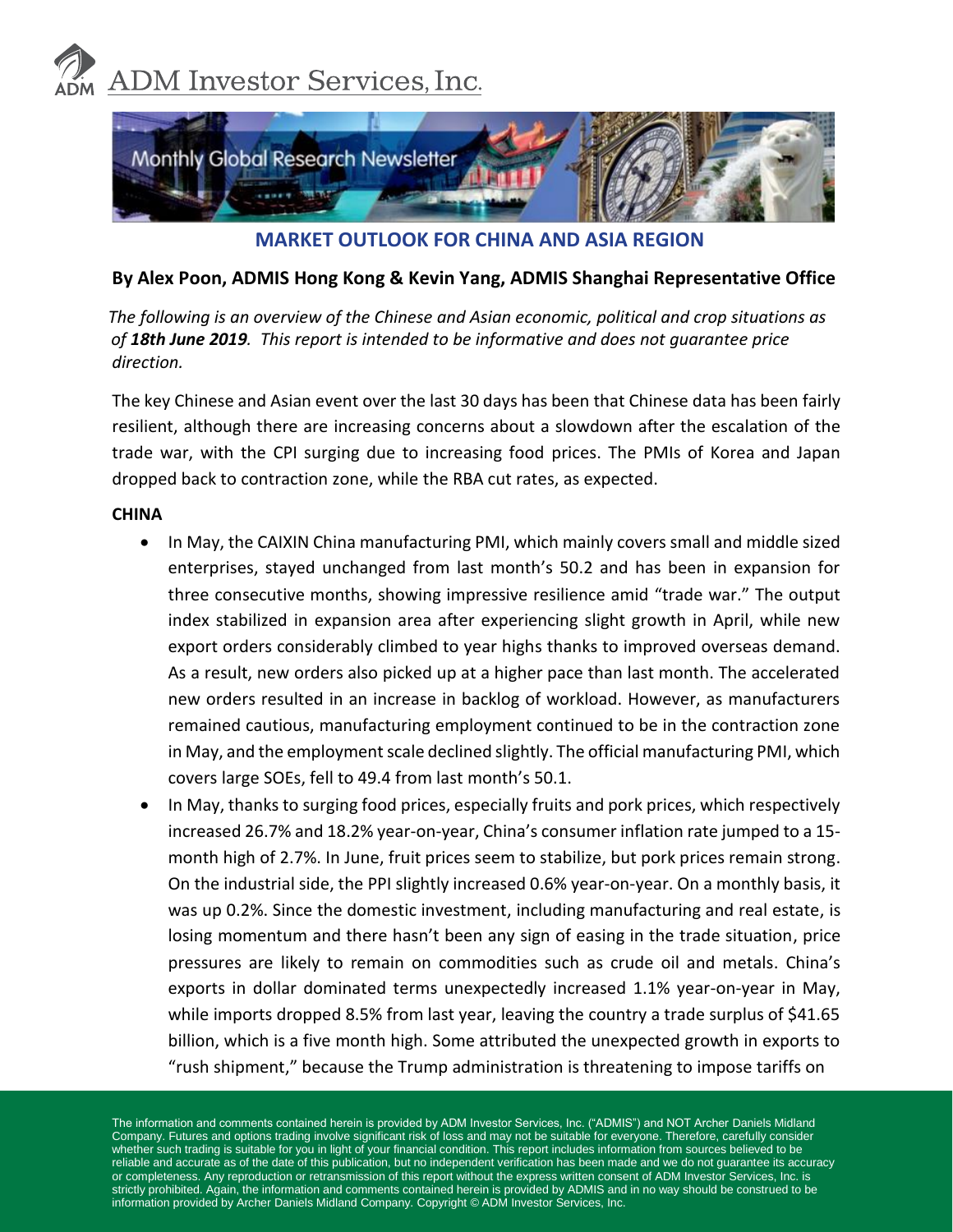ADM Investor Services, Inc.

Monthly Global Research Newsletter

## MARKET OUTLOOK FOR CHINA AND ASIA REGION

**By Alex Poon, ADMIS Hong Kong & Kevin Yang, ADMIS Shanghai Representative Office**

*The following is an overview of the Chinese and Asian economic, political and crop situations as of **18th June 2019**. This report is intended to be informative and does not guarantee price direction.*

The key Chinese and Asian event over the last 30 days has been that Chinese data has been fairly resilient, although there are increasing concerns about a slowdown after the escalation of the trade war, with the CPI surging due to increasing food prices. The PMIs of Korea and Japan dropped back to contraction zone, while the RBA cut rates, as expected.

**CHINA**

- In May, the CAIXIN China manufacturing PMI, which mainly covers small and middle sized enterprises, stayed unchanged from last month's 50.2 and has been in expansion for three consecutive months, showing impressive resilience amid "trade war." The output index stabilized in expansion area after experiencing slight growth in April, while new export orders considerably climbed to year highs thanks to improved overseas demand. As a result, new orders also picked up at a higher pace than last month. The accelerated new orders resulted in an increase in backlog of workload. However, as manufacturers remained cautious, manufacturing employment continued to be in the contraction zone in May, and the employment scale declined slightly. The official manufacturing PMI, which covers large SOEs, fell to 49.4 from last month's 50.1.
- In May, thanks to surging food prices, especially fruits and pork prices, which respectively increased 26.7% and 18.2% year-on-year, China's consumer inflation rate jumped to a 15-month high of 2.7%. In June, fruit prices seem to stabilize, but pork prices remain strong. On the industrial side, the PPI slightly increased 0.6% year-on-year. On a monthly basis, it was up 0.2%. Since the domestic investment, including manufacturing and real estate, is losing momentum and there hasn't been any sign of easing in the trade situation, price pressures are likely to remain on commodities such as crude oil and metals. China's exports in dollar dominated terms unexpectedly increased 1.1% year-on-year in May, while imports dropped 8.5% from last year, leaving the country a trade surplus of $41.65 billion, which is a five month high. Some attributed the unexpected growth in exports to "rush shipment," because the Trump administration is threatening to impose tariffs on

The information and comments contained herein is provided by ADM Investor Services, Inc. ("ADMIS") and NOT Archer Daniels Midland Company. Futures and options trading involve significant risk of loss and may not be suitable for everyone. Therefore, carefully consider whether such trading is suitable for you in light of your financial condition. This report includes information from sources believed to be reliable and accurate as of the date of this publication, but no independent verification has been made and we do not guarantee its accuracy or completeness. Any reproduction or retransmission of this report without the express written consent of ADM Investor Services, Inc. is strictly prohibited. Again, the information and comments contained herein is provided by ADMIS and in no way should be construed to be information provided by Archer Daniels Midland Company. Copyright © ADM Investor Services, Inc.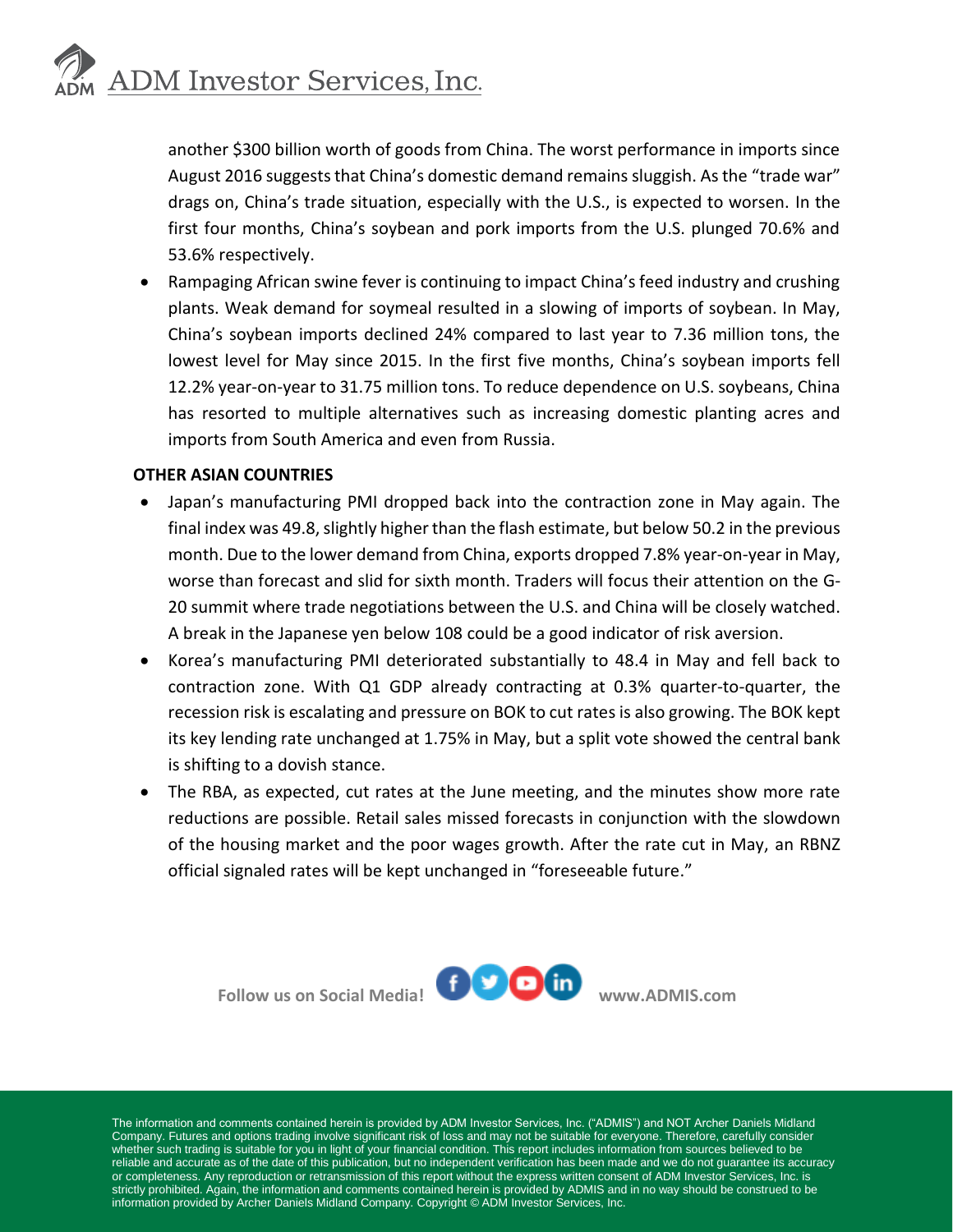another $300 billion worth of goods from China. The worst performance in imports since August 2016 suggests that China's domestic demand remains sluggish. As the "trade war" drags on, China's trade situation, especially with the U.S., is expected to worsen. In the first four months, China's soybean and pork imports from the U.S. plunged 70.6% and 53.6% respectively.

- Rampaging African swine fever is continuing to impact China's feed industry and crushing plants. Weak demand for soymeal resulted in a slowing of imports of soybean. In May, China's soybean imports declined 24% compared to last year to 7.36 million tons, the lowest level for May since 2015. In the first five months, China's soybean imports fell 12.2% year-on-year to 31.75 million tons. To reduce dependence on U.S. soybeans, China has resorted to multiple alternatives such as increasing domestic planting acres and imports from South America and even from Russia.

**OTHER ASIAN COUNTRIES**

- Japan's manufacturing PMI dropped back into the contraction zone in May again. The final index was 49.8, slightly higher than the flash estimate, but below 50.2 in the previous month. Due to the lower demand from China, exports dropped 7.8% year-on-year in May, worse than forecast and slid for sixth month. Traders will focus their attention on the G-20 summit where trade negotiations between the U.S. and China will be closely watched. A break in the Japanese yen below 108 could be a good indicator of risk aversion.
- Korea's manufacturing PMI deteriorated substantially to 48.4 in May and fell back to contraction zone. With Q1 GDP already contracting at 0.3% quarter-to-quarter, the recession risk is escalating and pressure on BOK to cut rates is also growing. The BOK kept its key lending rate unchanged at 1.75% in May, but a split vote showed the central bank is shifting to a dovish stance.
- The RBA, as expected, cut rates at the June meeting, and the minutes show more rate reductions are possible. Retail sales missed forecasts in conjunction with the slowdown of the housing market and the poor wages growth. After the rate cut in May, an RBNZ official signaled rates will be kept unchanged in "foreseeable future."

Follow us on Social Media! www.ADMIS.com

The information and comments contained herein is provided by ADM Investor Services, Inc. ("ADMIS") and NOT Archer Daniels Midland Company. Futures and options trading involve significant risk of loss and may not be suitable for everyone. Therefore, carefully consider whether such trading is suitable for you in light of your financial condition. This report includes information from sources believed to be reliable and accurate as of the date of this publication, but no independent verification has been made and we do not guarantee its accuracy or completeness. Any reproduction or retransmission of this report without the express written consent of ADM Investor Services, Inc. is strictly prohibited. Again, the information and comments contained herein is provided by ADMIS and in no way should be construed to be information provided by Archer Daniels Midland Company. Copyright © ADM Investor Services, Inc.